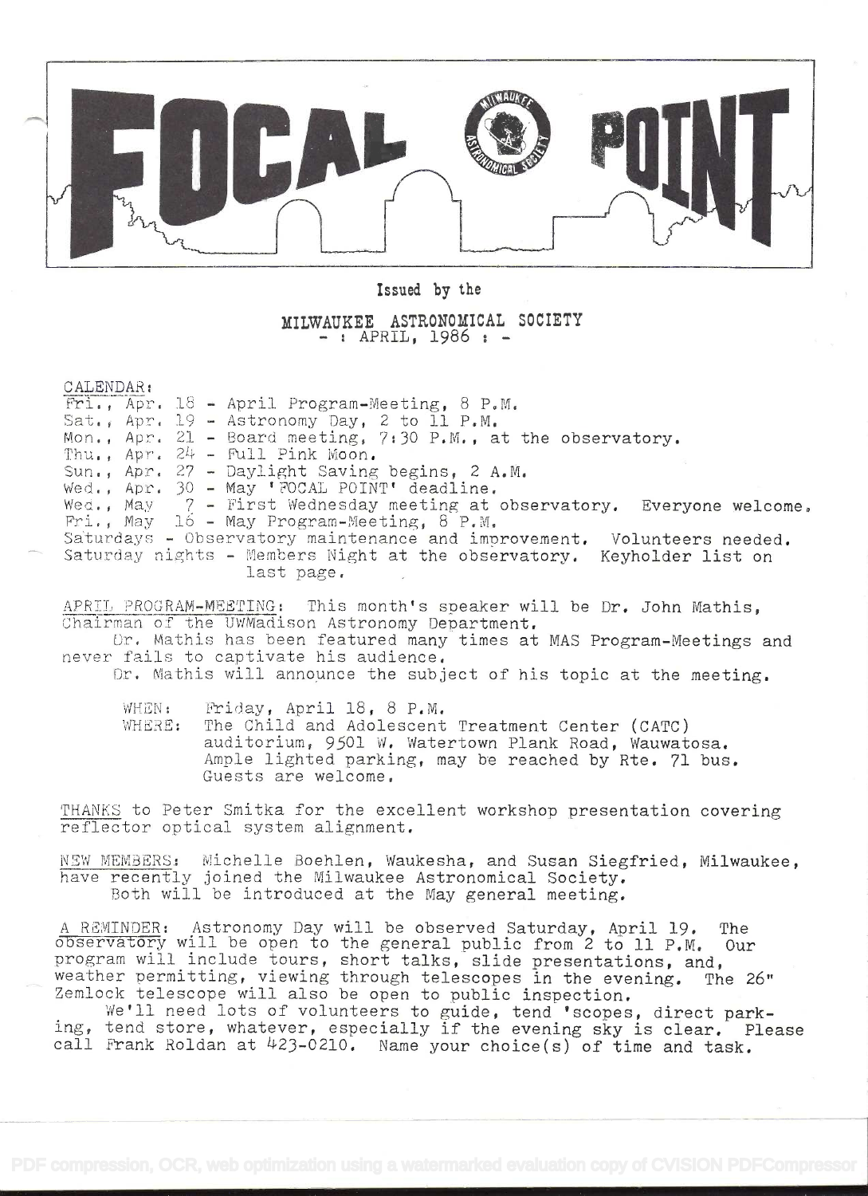# FOCAL POINT

Issued by the

MILWAUKEE ASTRONOMICAL SOCIETY
- : APRIL, 1986 : -

CALENDAR:

Fri., Apr. 18 - April Program-Meeting, 8 P.M.
Sat., Apr. 19 - Astronomy Day, 2 to 11 P.M.
Mon., Apr. 21 - Board meeting, 7:30 P.M., at the observatory.
Thu., Apr. 24 - Full Pink Moon.
Sun., Apr. 27 - Daylight Saving begins, 2 A.M.
Wed., Apr. 30 - May 'FOCAL POINT' deadline.
Wed., May 7 - First Wednesday meeting at observatory. Everyone welcome.
Fri., May 16 - May Program-Meeting, 8 P.M.
Saturdays - Observatory maintenance and improvement. Volunteers needed.
Saturday nights - Members Night at the observatory. Keyholder list on last page.

APRIL PROGRAM-MEETING: This month's speaker will be Dr. John Mathis, Chairman of the UWMadison Astronomy Department.

Dr. Mathis has been featured many times at MAS Program-Meetings and never fails to captivate his audience.

Dr. Mathis will announce the subject of his topic at the meeting.

WHEN: Friday, April 18, 8 P.M.
WHERE: The Child and Adolescent Treatment Center (CATC) auditorium, 9501 W. Watertown Plank Road, Wauwatosa. Ample lighted parking, may be reached by Rte. 71 bus. Guests are welcome.

THANKS to Peter Smitka for the excellent workshop presentation covering reflector optical system alignment.

NEW MEMBERS: Michelle Boehlen, Waukesha, and Susan Siegfried, Milwaukee, have recently joined the Milwaukee Astronomical Society.

Both will be introduced at the May general meeting.

A REMINDER: Astronomy Day will be observed Saturday, April 19. The observatory will be open to the general public from 2 to 11 P.M. Our program will include tours, short talks, slide presentations, and, weather permitting, viewing through telescopes in the evening. The 26" Zemlock telescope will also be open to public inspection.

We'll need lots of volunteers to guide, tend 'scopes, direct parking, tend store, whatever, especially if the evening sky is clear. Please call Frank Roldan at 423-0210. Name your choice(s) of time and task.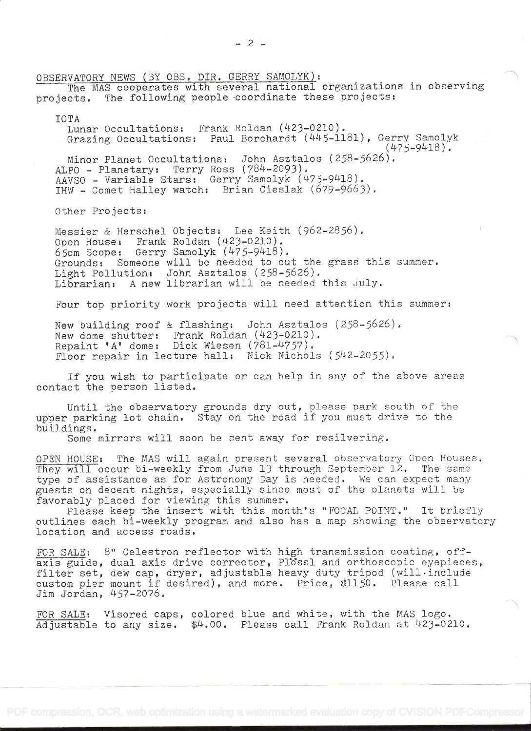OBSERVATORY NEWS (BY OBS. DIR. GERRY SAMOLYK):

The MAS cooperates with several national organizations in observing projects. The following people coordinate these projects:

IOTA
- Lunar Occultations: Frank Roldan (423-0210).
- Grazing Occultations: Paul Borchardt (445-1181), Gerry Samolyk (475-9418).
- Minor Planet Occultations: John Asztalos (258-5626).

ALPO - Planetary: Terry Ross (784-2093).
AAVSO - Variable Stars: Gerry Samolyk (475-9418).
IHW - Comet Halley watch: Brian Cieslak (679-9663).

Other Projects:

Messier & Herschel Objects: Lee Keith (962-2856).
Open House: Frank Roldan (423-0210).
65cm Scope: Gerry Samolyk (475-9418).
Grounds: Someone will be needed to cut the grass this summer.
Light Pollution: John Asztalos (258-5626).
Librarian: A new librarian will be needed this July.

Four top priority work projects will need attention this summer:

New building roof & flashing: John Asztalos (258-5626).
New dome shutter: Frank Roldan (423-0210).
Repaint 'A' dome: Dick Wiesen (781-4757).
Floor repair in lecture hall: Nick Nichols (542-2055).

If you wish to participate or can help in any of the above areas contact the person listed.

Until the observatory grounds dry out, please park south of the upper parking lot chain. Stay on the road if you must drive to the buildings.

Some mirrors will soon be sent away for resilvering.

OPEN HOUSE: The MAS will again present several observatory Open Houses. They will occur bi-weekly from June 13 through September 12. The same type of assistance as for Astronomy Day is needed. We can expect many guests on decent nights, especially since most of the planets will be favorably placed for viewing this summer.

Please keep the insert with this month's "FOCAL POINT." It briefly outlines each bi-weekly program and also has a map showing the observatory location and access roads.

FOR SALE: 8" Celestron reflector with high transmission coating, off-axis guide, dual axis drive corrector, Plössl and orthoscopic eyepieces, filter set, dew cap, dryer, adjustable heavy duty tripod (will include custom pier mount if desired), and more. Price, $1150. Please call Jim Jordan, 457-2076.

FOR SALE: Visored caps, colored blue and white, with the MAS logo. Adjustable to any size. $4.00. Please call Frank Roldan at 423-0210.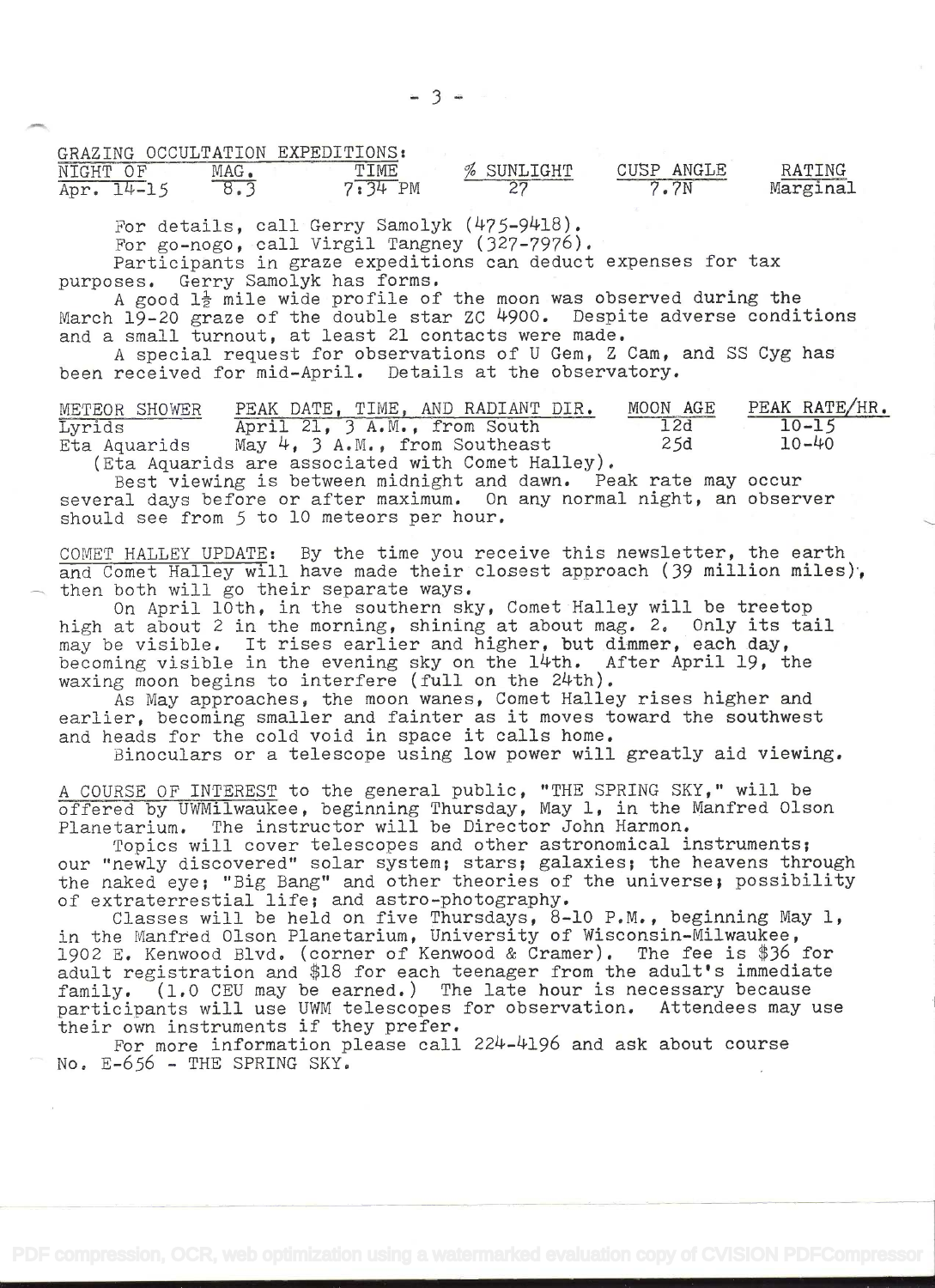GRAZING OCCULTATION EXPEDITIONS:

| NIGHT OF | MAG. | TIME | % SUNLIGHT | CUSP ANGLE | RATING |
|---|---|---|---|---|---|
| Apr. 14-15 | 8.3 | 7:34 PM | 27 | 7.7N | Marginal |

For details, call Gerry Samolyk (475-9418).

For go-nogo, call Virgil Tangney (327-7976).

Participants in graze expeditions can deduct expenses for tax purposes. Gerry Samolyk has forms.

A good 1½ mile wide profile of the moon was observed during the March 19-20 graze of the double star ZC 4900. Despite adverse conditions and a small turnout, at least 21 contacts were made.

A special request for observations of U Gem, Z Cam, and SS Cyg has been received for mid-April. Details at the observatory.

| METEOR SHOWER | PEAK DATE, TIME, AND RADIANT DIR. | MOON AGE | PEAK RATE/HR. |
|---|---|---|---|
| Lyrids | April 21, 3 A.M., from South | 12d | 10-15 |
| Eta Aquarids | May 4, 3 A.M., from Southeast | 25d | 10-40 |

(Eta Aquarids are associated with Comet Halley).

Best viewing is between midnight and dawn. Peak rate may occur several days before or after maximum. On any normal night, an observer should see from 5 to 10 meteors per hour.

COMET HALLEY UPDATE: By the time you receive this newsletter, the earth and Comet Halley will have made their closest approach (39 million miles), then both will go their separate ways.

On April 10th, in the southern sky, Comet Halley will be treetop high at about 2 in the morning, shining at about mag. 2. Only its tail may be visible. It rises earlier and higher, but dimmer, each day, becoming visible in the evening sky on the 14th. After April 19, the waxing moon begins to interfere (full on the 24th).

As May approaches, the moon wanes, Comet Halley rises higher and earlier, becoming smaller and fainter as it moves toward the southwest and heads for the cold void in space it calls home.

Binoculars or a telescope using low power will greatly aid viewing.

A COURSE OF INTEREST to the general public, "THE SPRING SKY," will be offered by UWMilwaukee, beginning Thursday, May 1, in the Manfred Olson Planetarium. The instructor will be Director John Harmon.

Topics will cover telescopes and other astronomical instruments; our "newly discovered" solar system; stars; galaxies; the heavens through the naked eye; "Big Bang" and other theories of the universe; possibility of extraterrestial life; and astro-photography.

Classes will be held on five Thursdays, 8-10 P.M., beginning May 1, in the Manfred Olson Planetarium, University of Wisconsin-Milwaukee, 1902 E. Kenwood Blvd. (corner of Kenwood & Cramer). The fee is $36 for adult registration and $18 for each teenager from the adult's immediate family. (1.0 CEU may be earned.) The late hour is necessary because participants will use UWM telescopes for observation. Attendees may use their own instruments if they prefer.

For more information please call 224-4196 and ask about course No. E-656 - THE SPRING SKY.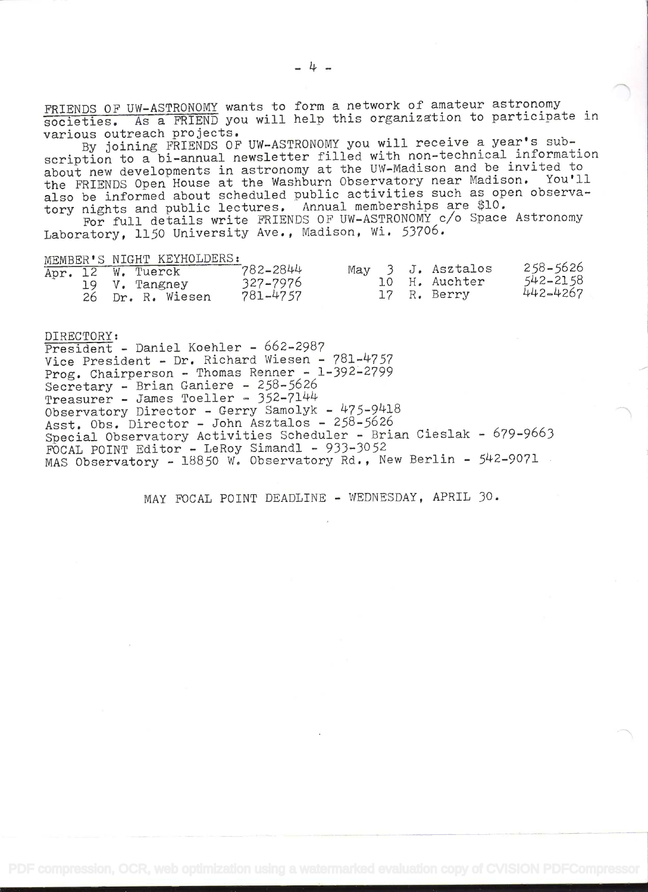FRIENDS OF UW-ASTRONOMY wants to form a network of amateur astronomy societies. As a FRIEND you will help this organization to participate in various outreach projects.

By joining FRIENDS OF UW-ASTRONOMY you will receive a year's subscription to a bi-annual newsletter filled with non-technical information about new developments in astronomy at the UW-Madison and be invited to the FRIENDS Open House at the Washburn Observatory near Madison. You'll also be informed about scheduled public activities such as open observatory nights and public lectures. Annual memberships are $10.

For full details write FRIENDS OF UW-ASTRONOMY c/o Space Astronomy Laboratory, 1150 University Ave., Madison, Wi. 53706.

MEMBER'S NIGHT KEYHOLDERS:

| Date | Name | Phone |
|---|---|---|
| Apr. 12 | W. Tuerck | 782-2844 |
| 19 | V. Tangney | 327-7976 |
| 26 | Dr. R. Wiesen | 781-4757 |
| May 3 | J. Asztalos | 258-5626 |
| 10 | H. Auchter | 542-2158 |
| 17 | R. Berry | 442-4267 |

DIRECTORY:

President - Daniel Koehler - 662-2987
Vice President - Dr. Richard Wiesen - 781-4757
Prog. Chairperson - Thomas Renner - 1-392-2799
Secretary - Brian Ganiere - 258-5626
Treasurer - James Toeller - 352-7144
Observatory Director - Gerry Samolyk - 475-9418
Asst. Obs. Director - John Asztalos - 258-5626
Special Observatory Activities Scheduler - Brian Cieslak - 679-9663
FOCAL POINT Editor - LeRoy Simandl - 933-3052
MAS Observatory - 18850 W. Observatory Rd., New Berlin - 542-9071

MAY FOCAL POINT DEADLINE - WEDNESDAY, APRIL 30.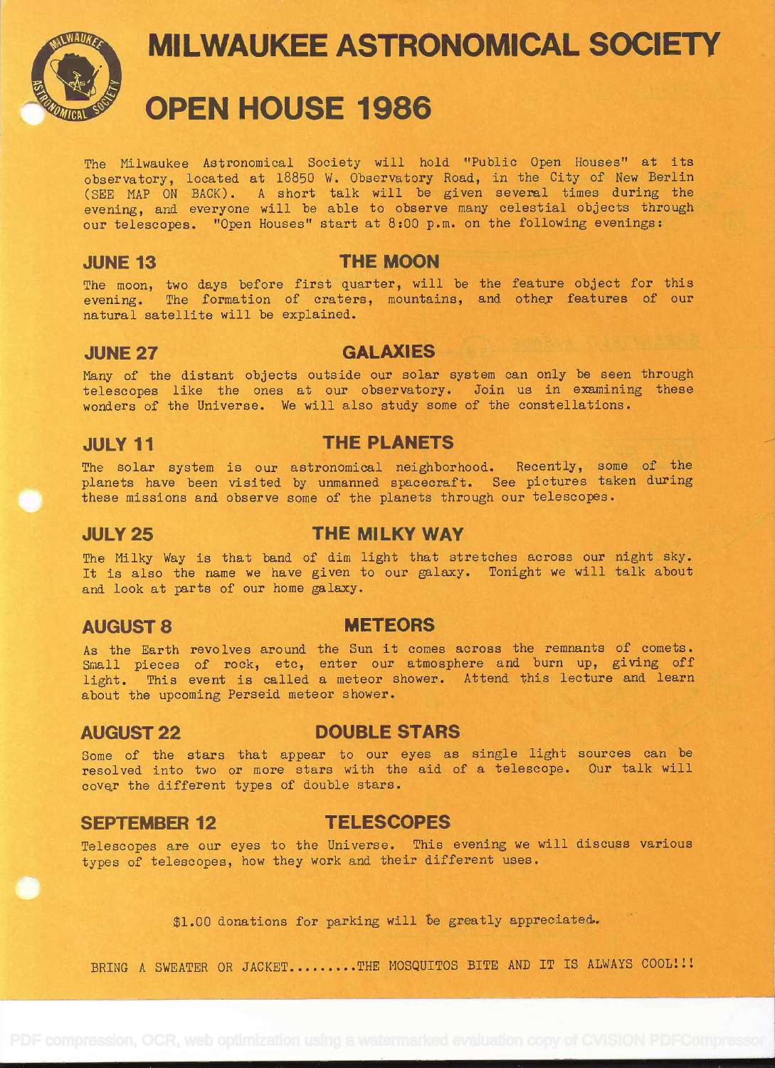# MILWAUKEE ASTRONOMICAL SOCIETY

# OPEN HOUSE 1986

The Milwaukee Astronomical Society will hold "Public Open Houses" at its observatory, located at 18850 W. Observatory Road, in the City of New Berlin (SEE MAP ON BACK). A short talk will be given several times during the evening, and everyone will be able to observe many celestial objects through our telescopes. "Open Houses" start at 8:00 p.m. on the following evenings:

## JUNE 13 — THE MOON

The moon, two days before first quarter, will be the feature object for this evening. The formation of craters, mountains, and other features of our natural satellite will be explained.

## JUNE 27 — GALAXIES

Many of the distant objects outside our solar system can only be seen through telescopes like the ones at our observatory. Join us in examining these wonders of the Universe. We will also study some of the constellations.

## JULY 11 — THE PLANETS

The solar system is our astronomical neighborhood. Recently, some of the planets have been visited by unmanned spacecraft. See pictures taken during these missions and observe some of the planets through our telescopes.

## JULY 25 — THE MILKY WAY

The Milky Way is that band of dim light that stretches across our night sky. It is also the name we have given to our galaxy. Tonight we will talk about and look at parts of our home galaxy.

## AUGUST 8 — METEORS

As the Earth revolves around the Sun it comes across the remnants of comets. Small pieces of rock, etc, enter our atmosphere and burn up, giving off light. This event is called a meteor shower. Attend this lecture and learn about the upcoming Perseid meteor shower.

## AUGUST 22 — DOUBLE STARS

Some of the stars that appear to our eyes as single light sources can be resolved into two or more stars with the aid of a telescope. Our talk will cover the different types of double stars.

## SEPTEMBER 12 — TELESCOPES

Telescopes are our eyes to the Universe. This evening we will discuss various types of telescopes, how they work and their different uses.

$1.00 donations for parking will be greatly appreciated.

BRING A SWEATER OR JACKET.........THE MOSQUITOS BITE AND IT IS ALWAYS COOL!!!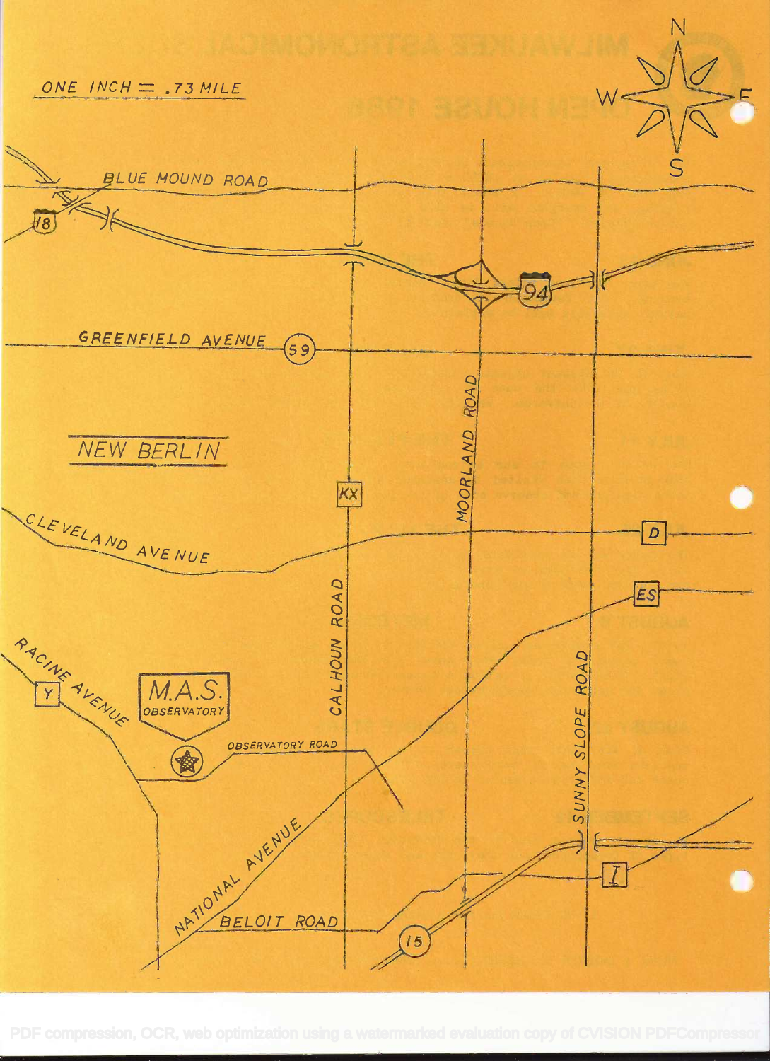ONE INCH = .73 MILE

N
W E
S

BLUE MOUND ROAD

18

94

GREENFIELD AVENUE

59

NEW BERLIN

KX

MOORLAND ROAD

CLEVELAND AVENUE

D

ES

CALHOUN ROAD

RACINE AVENUE

Y

M.A.S.
OBSERVATORY

OBSERVATORY ROAD

SUNNY SLOPE ROAD

NATIONAL AVENUE

I

BELOIT ROAD

15